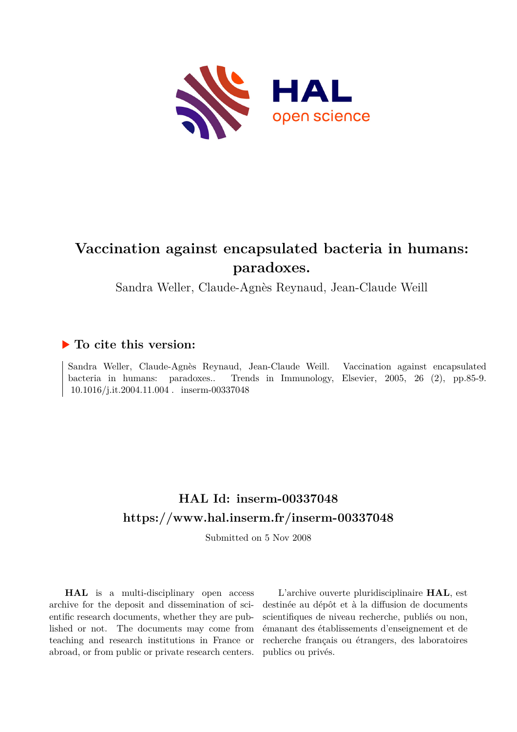# Vaccination against encapsulated bacteria in humans: paradoxes.

Sandra Weller, Claude-Agnès Reynaud, Jean-Claude Weill

## ▶ To cite this version:

Sandra Weller, Claude-Agnès Reynaud, Jean-Claude Weill. Vaccination against encapsulated bacteria in humans: paradoxes.. Trends in Immunology, Elsevier, 2005, 26 (2), pp.85-9. 10.1016/j.it.2004.11.004 . inserm-00337048

## HAL Id: inserm-00337048

## https://www.hal.inserm.fr/inserm-00337048

Submitted on 5 Nov 2008

**HAL** is a multi-disciplinary open access archive for the deposit and dissemination of scientific research documents, whether they are published or not. The documents may come from teaching and research institutions in France or abroad, or from public or private research centers.

L'archive ouverte pluridisciplinaire **HAL**, est destinée au dépôt et à la diffusion de documents scientifiques de niveau recherche, publiés ou non, émanant des établissements d'enseignement et de recherche français ou étrangers, des laboratoires publics ou privés.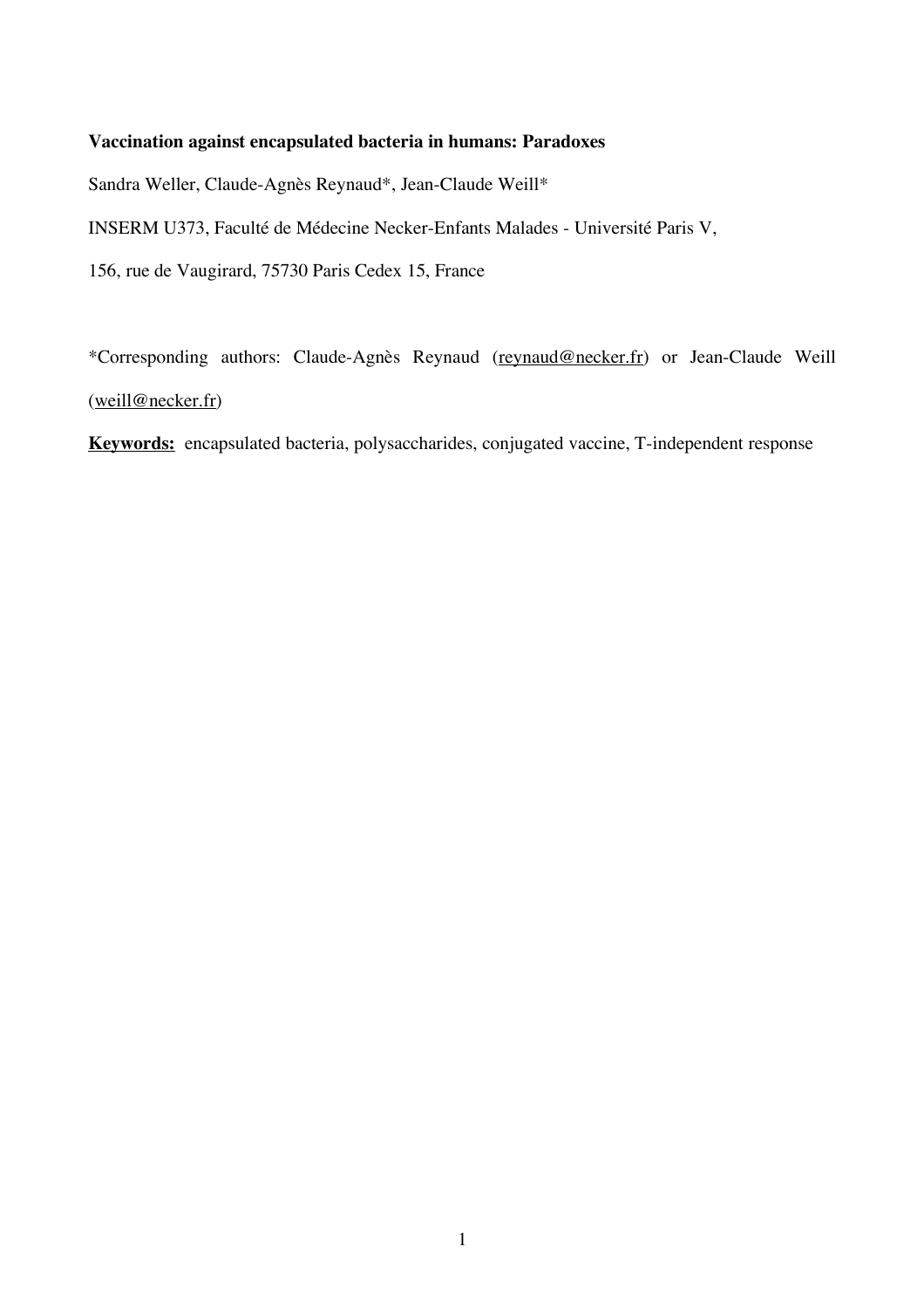**Vaccination against encapsulated bacteria in humans: Paradoxes**

Sandra Weller, Claude-Agnès Reynaud*, Jean-Claude Weill*

INSERM U373, Faculté de Médecine Necker-Enfants Malades - Université Paris V,

156, rue de Vaugirard, 75730 Paris Cedex 15, France

*Corresponding authors: Claude-Agnès Reynaud (reynaud@necker.fr) or Jean-Claude Weill (weill@necker.fr)

**Keywords:** encapsulated bacteria, polysaccharides, conjugated vaccine, T-independent response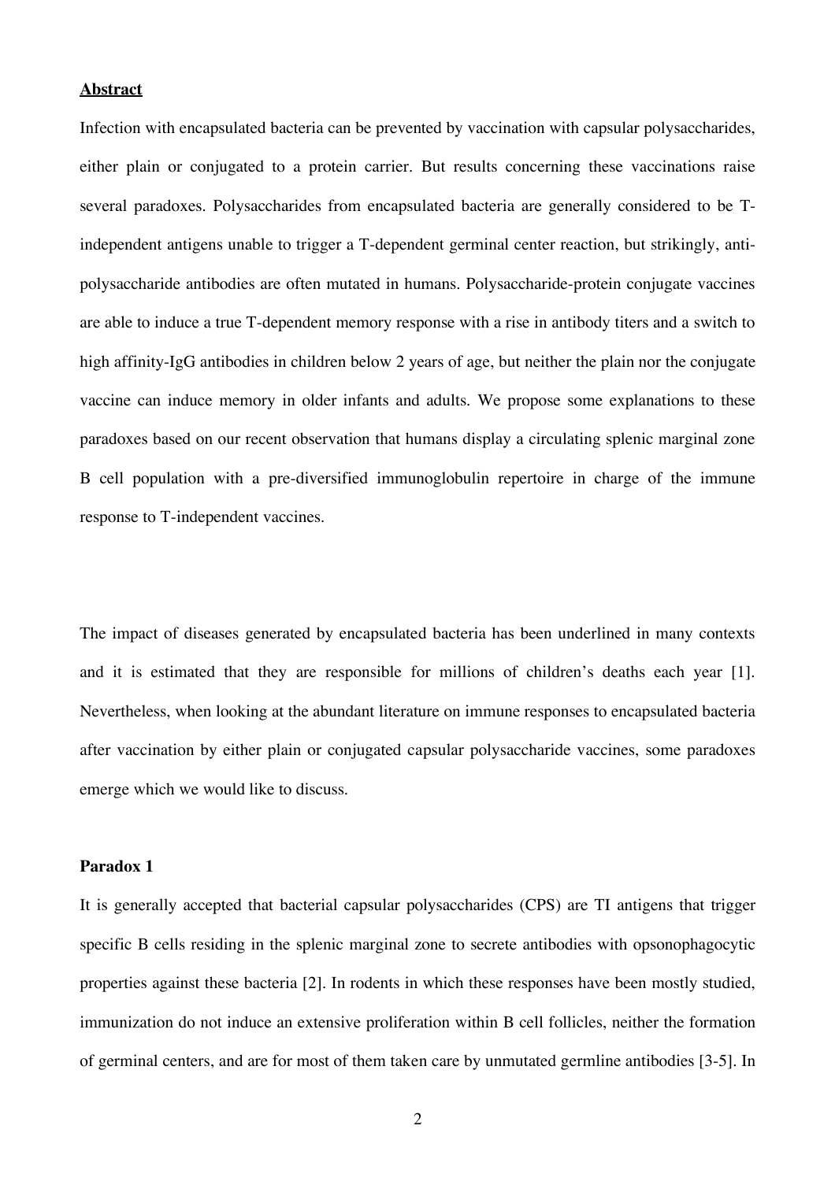## Abstract

Infection with encapsulated bacteria can be prevented by vaccination with capsular polysaccharides, either plain or conjugated to a protein carrier. But results concerning these vaccinations raise several paradoxes. Polysaccharides from encapsulated bacteria are generally considered to be T-independent antigens unable to trigger a T-dependent germinal center reaction, but strikingly, anti-polysaccharide antibodies are often mutated in humans. Polysaccharide-protein conjugate vaccines are able to induce a true T-dependent memory response with a rise in antibody titers and a switch to high affinity-IgG antibodies in children below 2 years of age, but neither the plain nor the conjugate vaccine can induce memory in older infants and adults. We propose some explanations to these paradoxes based on our recent observation that humans display a circulating splenic marginal zone B cell population with a pre-diversified immunoglobulin repertoire in charge of the immune response to T-independent vaccines.

The impact of diseases generated by encapsulated bacteria has been underlined in many contexts and it is estimated that they are responsible for millions of children's deaths each year [1]. Nevertheless, when looking at the abundant literature on immune responses to encapsulated bacteria after vaccination by either plain or conjugated capsular polysaccharide vaccines, some paradoxes emerge which we would like to discuss.

### Paradox 1

It is generally accepted that bacterial capsular polysaccharides (CPS) are TI antigens that trigger specific B cells residing in the splenic marginal zone to secrete antibodies with opsonophagocytic properties against these bacteria [2]. In rodents in which these responses have been mostly studied, immunization do not induce an extensive proliferation within B cell follicles, neither the formation of germinal centers, and are for most of them taken care by unmutated germline antibodies [3-5]. In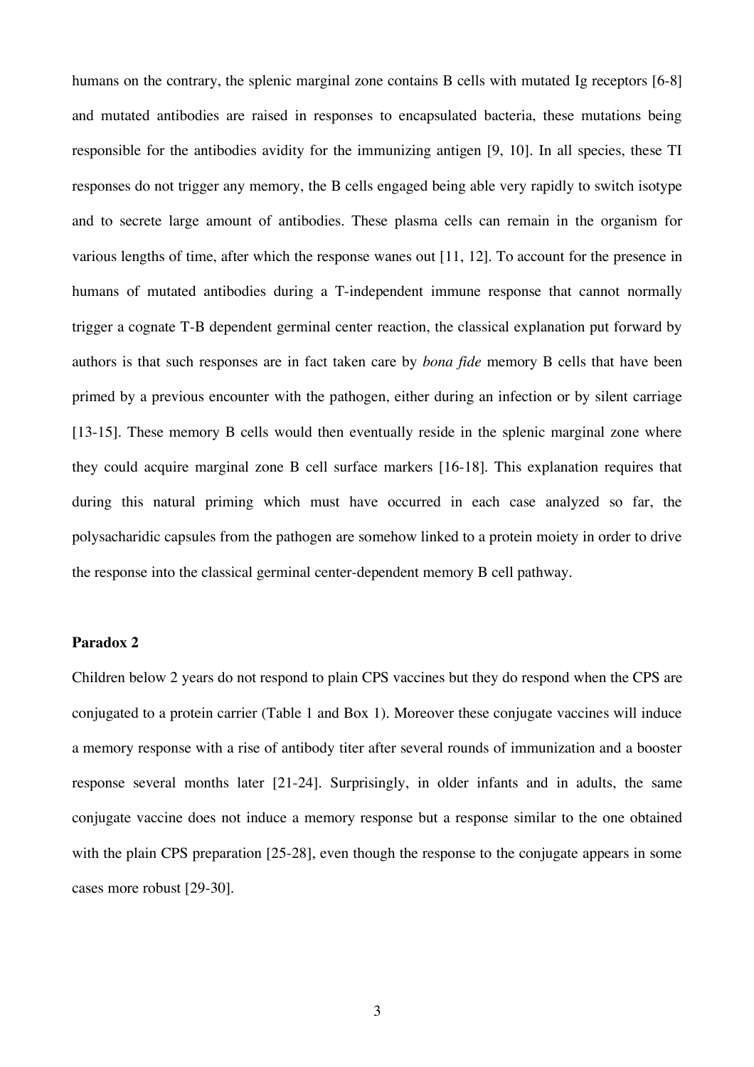humans on the contrary, the splenic marginal zone contains B cells with mutated Ig receptors [6-8] and mutated antibodies are raised in responses to encapsulated bacteria, these mutations being responsible for the antibodies avidity for the immunizing antigen [9, 10]. In all species, these TI responses do not trigger any memory, the B cells engaged being able very rapidly to switch isotype and to secrete large amount of antibodies. These plasma cells can remain in the organism for various lengths of time, after which the response wanes out [11, 12]. To account for the presence in humans of mutated antibodies during a T-independent immune response that cannot normally trigger a cognate T-B dependent germinal center reaction, the classical explanation put forward by authors is that such responses are in fact taken care by *bona fide* memory B cells that have been primed by a previous encounter with the pathogen, either during an infection or by silent carriage [13-15]. These memory B cells would then eventually reside in the splenic marginal zone where they could acquire marginal zone B cell surface markers [16-18]. This explanation requires that during this natural priming which must have occurred in each case analyzed so far, the polysacharidic capsules from the pathogen are somehow linked to a protein moiety in order to drive the response into the classical germinal center-dependent memory B cell pathway.

**Paradox 2**

Children below 2 years do not respond to plain CPS vaccines but they do respond when the CPS are conjugated to a protein carrier (Table 1 and Box 1). Moreover these conjugate vaccines will induce a memory response with a rise of antibody titer after several rounds of immunization and a booster response several months later [21-24]. Surprisingly, in older infants and in adults, the same conjugate vaccine does not induce a memory response but a response similar to the one obtained with the plain CPS preparation [25-28], even though the response to the conjugate appears in some cases more robust [29-30].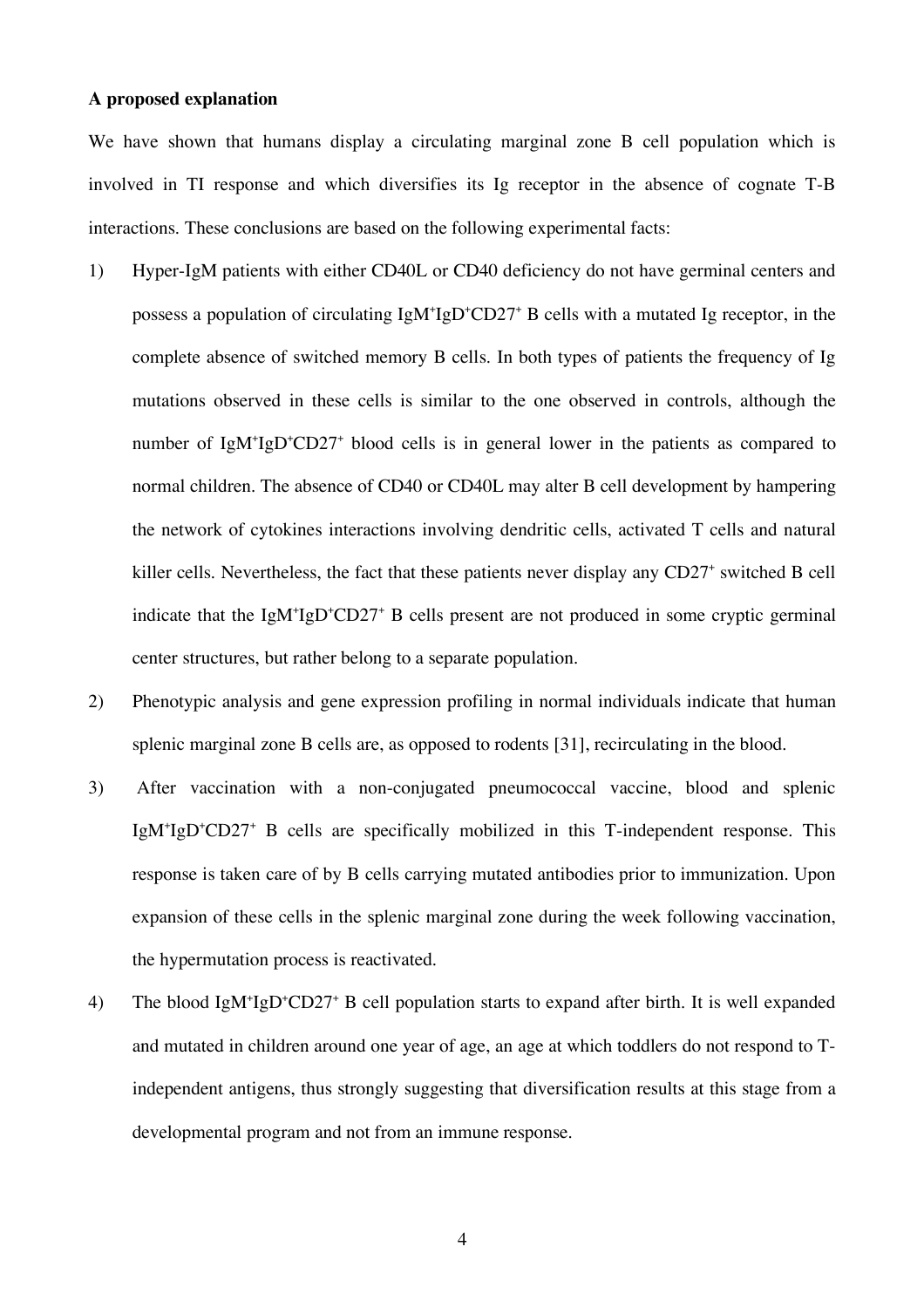**A proposed explanation**

We have shown that humans display a circulating marginal zone B cell population which is involved in TI response and which diversifies its Ig receptor in the absence of cognate T-B interactions. These conclusions are based on the following experimental facts:

1) Hyper-IgM patients with either CD40L or CD40 deficiency do not have germinal centers and possess a population of circulating IgM$^+$IgD$^+$CD27$^+$ B cells with a mutated Ig receptor, in the complete absence of switched memory B cells. In both types of patients the frequency of Ig mutations observed in these cells is similar to the one observed in controls, although the number of IgM$^+$IgD$^+$CD27$^+$ blood cells is in general lower in the patients as compared to normal children. The absence of CD40 or CD40L may alter B cell development by hampering the network of cytokines interactions involving dendritic cells, activated T cells and natural killer cells. Nevertheless, the fact that these patients never display any CD27$^+$ switched B cell indicate that the IgM$^+$IgD$^+$CD27$^+$ B cells present are not produced in some cryptic germinal center structures, but rather belong to a separate population.

2) Phenotypic analysis and gene expression profiling in normal individuals indicate that human splenic marginal zone B cells are, as opposed to rodents [31], recirculating in the blood.

3) After vaccination with a non-conjugated pneumococcal vaccine, blood and splenic IgM$^+$IgD$^+$CD27$^+$ B cells are specifically mobilized in this T-independent response. This response is taken care of by B cells carrying mutated antibodies prior to immunization. Upon expansion of these cells in the splenic marginal zone during the week following vaccination, the hypermutation process is reactivated.

4) The blood IgM$^+$IgD$^+$CD27$^+$ B cell population starts to expand after birth. It is well expanded and mutated in children around one year of age, an age at which toddlers do not respond to T-independent antigens, thus strongly suggesting that diversification results at this stage from a developmental program and not from an immune response.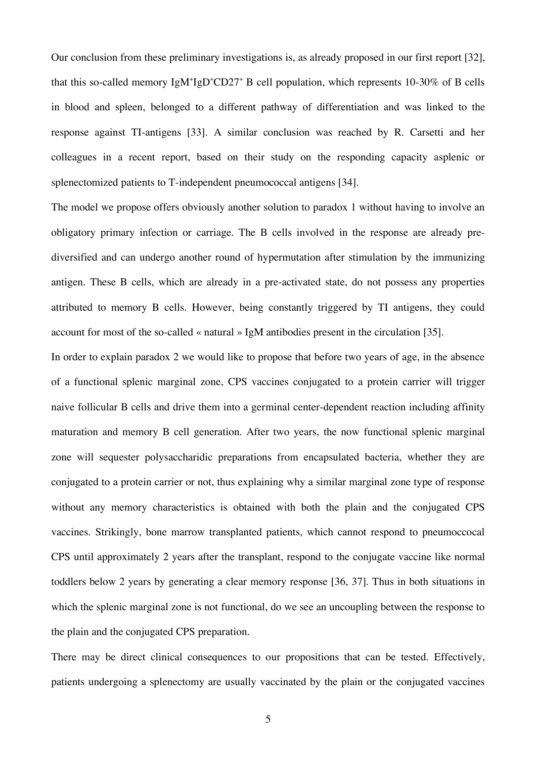Our conclusion from these preliminary investigations is, as already proposed in our first report [32], that this so-called memory IgM$^+$IgD$^+$CD27$^+$ B cell population, which represents 10-30% of B cells in blood and spleen, belonged to a different pathway of differentiation and was linked to the response against TI-antigens [33]. A similar conclusion was reached by R. Carsetti and her colleagues in a recent report, based on their study on the responding capacity asplenic or splenectomized patients to T-independent pneumococcal antigens [34].

The model we propose offers obviously another solution to paradox 1 without having to involve an obligatory primary infection or carriage. The B cells involved in the response are already pre-diversified and can undergo another round of hypermutation after stimulation by the immunizing antigen. These B cells, which are already in a pre-activated state, do not possess any properties attributed to memory B cells. However, being constantly triggered by TI antigens, they could account for most of the so-called « natural » IgM antibodies present in the circulation [35].

In order to explain paradox 2 we would like to propose that before two years of age, in the absence of a functional splenic marginal zone, CPS vaccines conjugated to a protein carrier will trigger naive follicular B cells and drive them into a germinal center-dependent reaction including affinity maturation and memory B cell generation. After two years, the now functional splenic marginal zone will sequester polysaccharidic preparations from encapsulated bacteria, whether they are conjugated to a protein carrier or not, thus explaining why a similar marginal zone type of response without any memory characteristics is obtained with both the plain and the conjugated CPS vaccines. Strikingly, bone marrow transplanted patients, which cannot respond to pneumoccocal CPS until approximately 2 years after the transplant, respond to the conjugate vaccine like normal toddlers below 2 years by generating a clear memory response [36, 37]. Thus in both situations in which the splenic marginal zone is not functional, do we see an uncoupling between the response to the plain and the conjugated CPS preparation.

There may be direct clinical consequences to our propositions that can be tested. Effectively, patients undergoing a splenectomy are usually vaccinated by the plain or the conjugated vaccines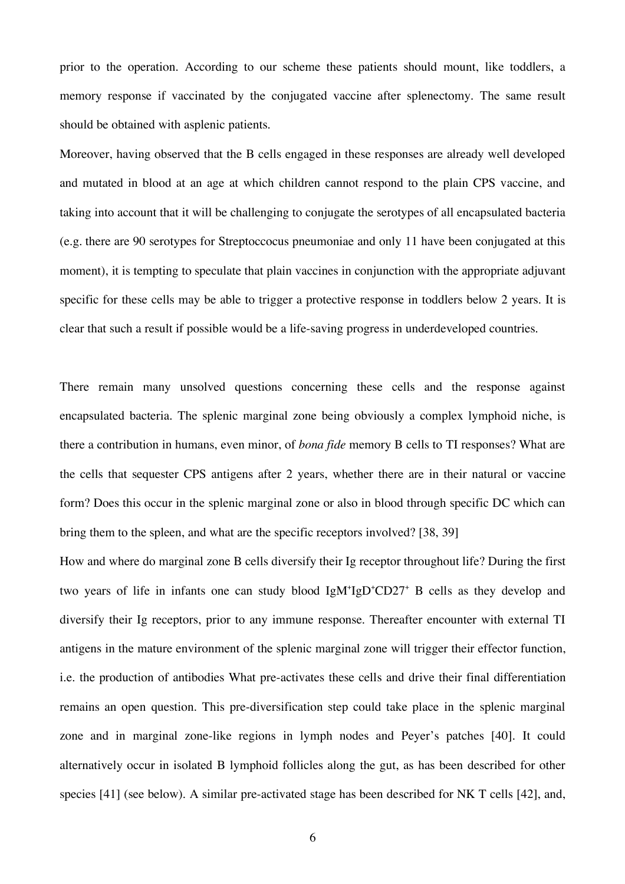prior to the operation. According to our scheme these patients should mount, like toddlers, a memory response if vaccinated by the conjugated vaccine after splenectomy. The same result should be obtained with asplenic patients.

Moreover, having observed that the B cells engaged in these responses are already well developed and mutated in blood at an age at which children cannot respond to the plain CPS vaccine, and taking into account that it will be challenging to conjugate the serotypes of all encapsulated bacteria (e.g. there are 90 serotypes for Streptoccocus pneumoniae and only 11 have been conjugated at this moment), it is tempting to speculate that plain vaccines in conjunction with the appropriate adjuvant specific for these cells may be able to trigger a protective response in toddlers below 2 years. It is clear that such a result if possible would be a life-saving progress in underdeveloped countries.

There remain many unsolved questions concerning these cells and the response against encapsulated bacteria. The splenic marginal zone being obviously a complex lymphoid niche, is there a contribution in humans, even minor, of *bona fide* memory B cells to TI responses? What are the cells that sequester CPS antigens after 2 years, whether there are in their natural or vaccine form? Does this occur in the splenic marginal zone or also in blood through specific DC which can bring them to the spleen, and what are the specific receptors involved? [38, 39]

How and where do marginal zone B cells diversify their Ig receptor throughout life? During the first two years of life in infants one can study blood $IgM^{+}IgD^{+}CD27^{+}$ B cells as they develop and diversify their Ig receptors, prior to any immune response. Thereafter encounter with external TI antigens in the mature environment of the splenic marginal zone will trigger their effector function, i.e. the production of antibodies What pre-activates these cells and drive their final differentiation remains an open question. This pre-diversification step could take place in the splenic marginal zone and in marginal zone-like regions in lymph nodes and Peyer's patches [40]. It could alternatively occur in isolated B lymphoid follicles along the gut, as has been described for other species [41] (see below). A similar pre-activated stage has been described for NK T cells [42], and,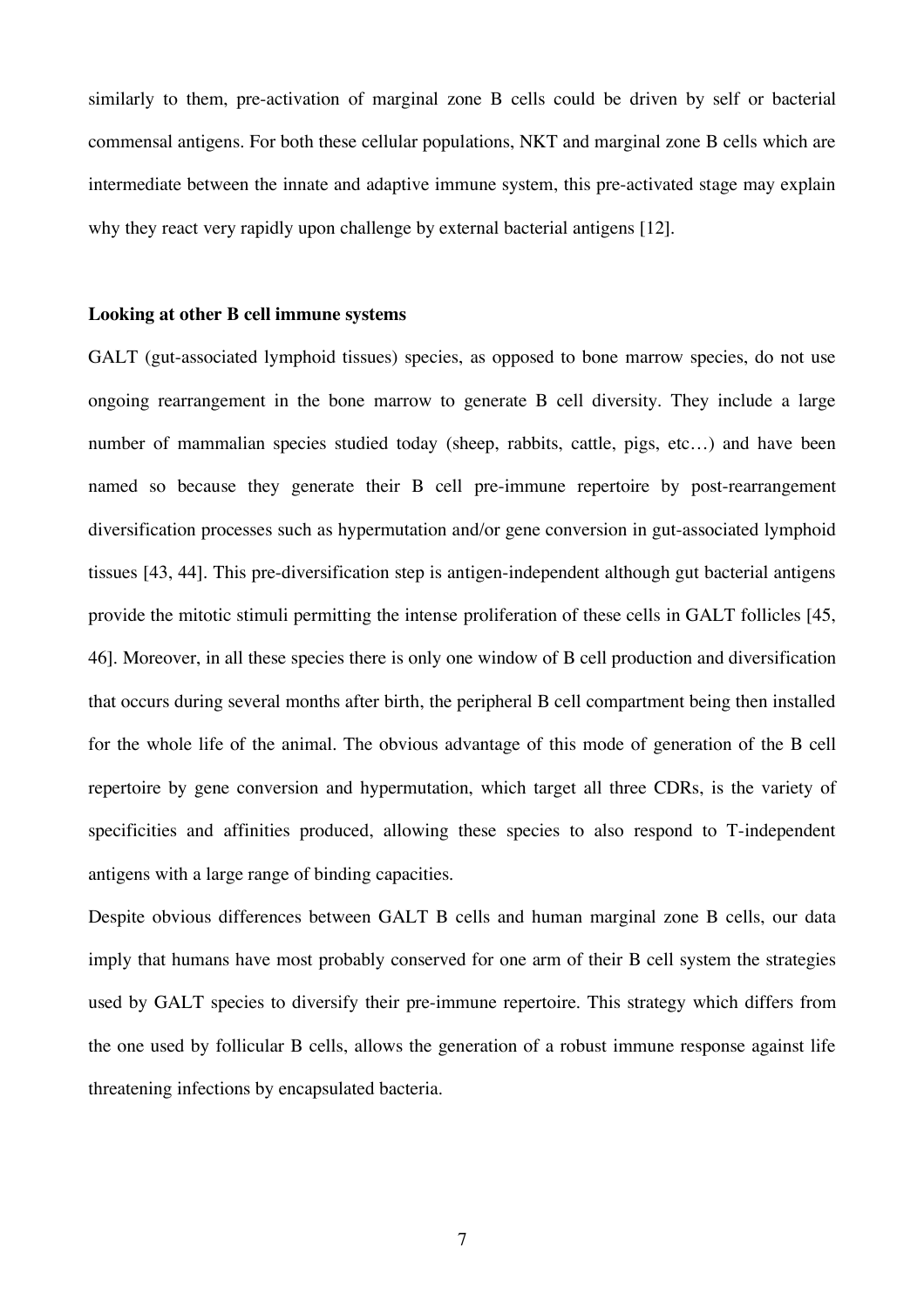similarly to them, pre-activation of marginal zone B cells could be driven by self or bacterial commensal antigens. For both these cellular populations, NKT and marginal zone B cells which are intermediate between the innate and adaptive immune system, this pre-activated stage may explain why they react very rapidly upon challenge by external bacterial antigens [12].

### Looking at other B cell immune systems

GALT (gut-associated lymphoid tissues) species, as opposed to bone marrow species, do not use ongoing rearrangement in the bone marrow to generate B cell diversity. They include a large number of mammalian species studied today (sheep, rabbits, cattle, pigs, etc…) and have been named so because they generate their B cell pre-immune repertoire by post-rearrangement diversification processes such as hypermutation and/or gene conversion in gut-associated lymphoid tissues [43, 44]. This pre-diversification step is antigen-independent although gut bacterial antigens provide the mitotic stimuli permitting the intense proliferation of these cells in GALT follicles [45, 46]. Moreover, in all these species there is only one window of B cell production and diversification that occurs during several months after birth, the peripheral B cell compartment being then installed for the whole life of the animal. The obvious advantage of this mode of generation of the B cell repertoire by gene conversion and hypermutation, which target all three CDRs, is the variety of specificities and affinities produced, allowing these species to also respond to T-independent antigens with a large range of binding capacities.

Despite obvious differences between GALT B cells and human marginal zone B cells, our data imply that humans have most probably conserved for one arm of their B cell system the strategies used by GALT species to diversify their pre-immune repertoire. This strategy which differs from the one used by follicular B cells, allows the generation of a robust immune response against life threatening infections by encapsulated bacteria.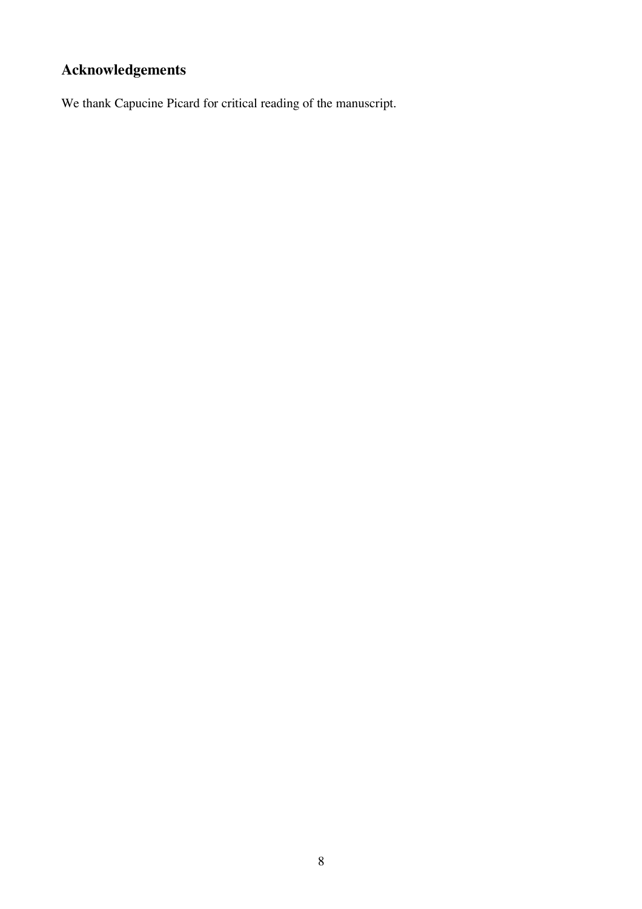## Acknowledgements

We thank Capucine Picard for critical reading of the manuscript.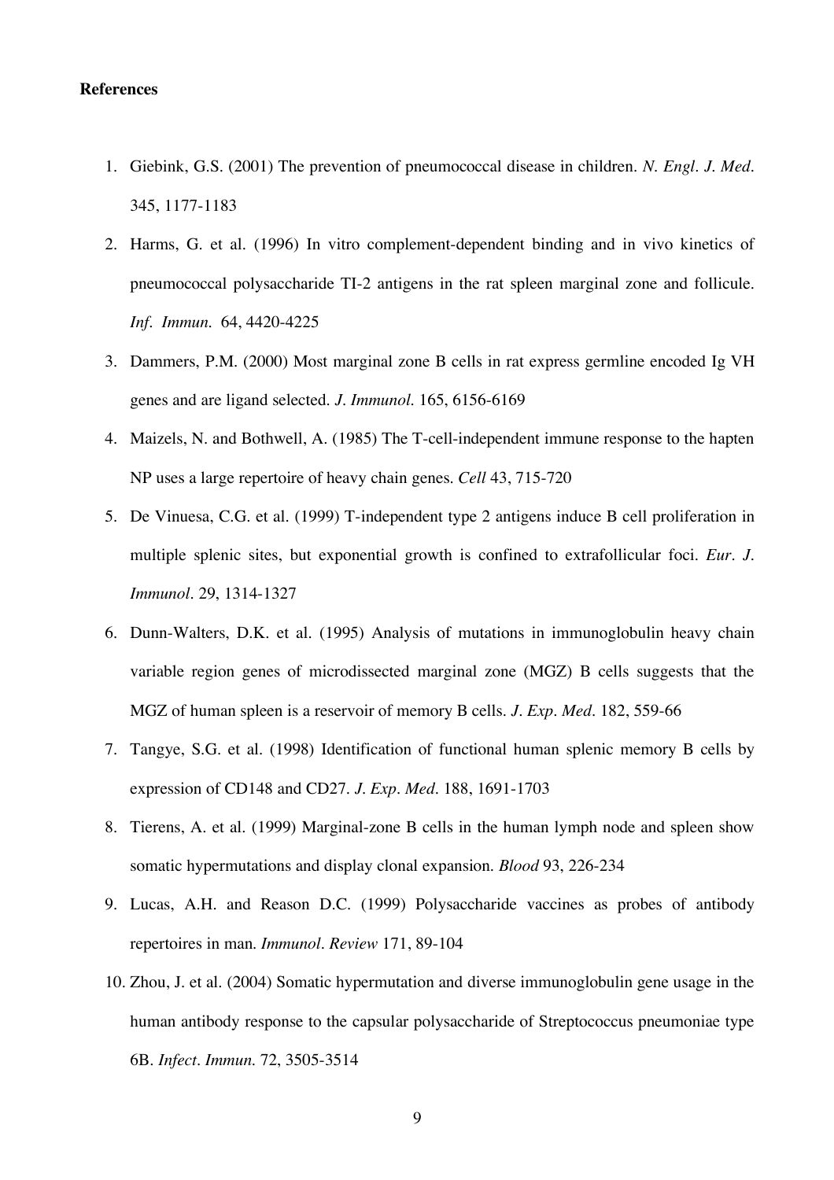## References

1. Giebink, G.S. (2001) The prevention of pneumococcal disease in children. *N. Engl. J. Med.* 345, 1177-1183
2. Harms, G. et al. (1996) In vitro complement-dependent binding and in vivo kinetics of pneumococcal polysaccharide TI-2 antigens in the rat spleen marginal zone and follicule. *Inf. Immun.* 64, 4420-4225
3. Dammers, P.M. (2000) Most marginal zone B cells in rat express germline encoded Ig VH genes and are ligand selected. *J. Immunol.* 165, 6156-6169
4. Maizels, N. and Bothwell, A. (1985) The T-cell-independent immune response to the hapten NP uses a large repertoire of heavy chain genes. *Cell* 43, 715-720
5. De Vinuesa, C.G. et al. (1999) T-independent type 2 antigens induce B cell proliferation in multiple splenic sites, but exponential growth is confined to extrafollicular foci. *Eur. J. Immunol.* 29, 1314-1327
6. Dunn-Walters, D.K. et al. (1995) Analysis of mutations in immunoglobulin heavy chain variable region genes of microdissected marginal zone (MGZ) B cells suggests that the MGZ of human spleen is a reservoir of memory B cells. *J. Exp. Med.* 182, 559-66
7. Tangye, S.G. et al. (1998) Identification of functional human splenic memory B cells by expression of CD148 and CD27. *J. Exp. Med.* 188, 1691-1703
8. Tierens, A. et al. (1999) Marginal-zone B cells in the human lymph node and spleen show somatic hypermutations and display clonal expansion. *Blood* 93, 226-234
9. Lucas, A.H. and Reason D.C. (1999) Polysaccharide vaccines as probes of antibody repertoires in man. *Immunol. Review* 171, 89-104
10. Zhou, J. et al. (2004) Somatic hypermutation and diverse immunoglobulin gene usage in the human antibody response to the capsular polysaccharide of Streptococcus pneumoniae type 6B. *Infect. Immun.* 72, 3505-3514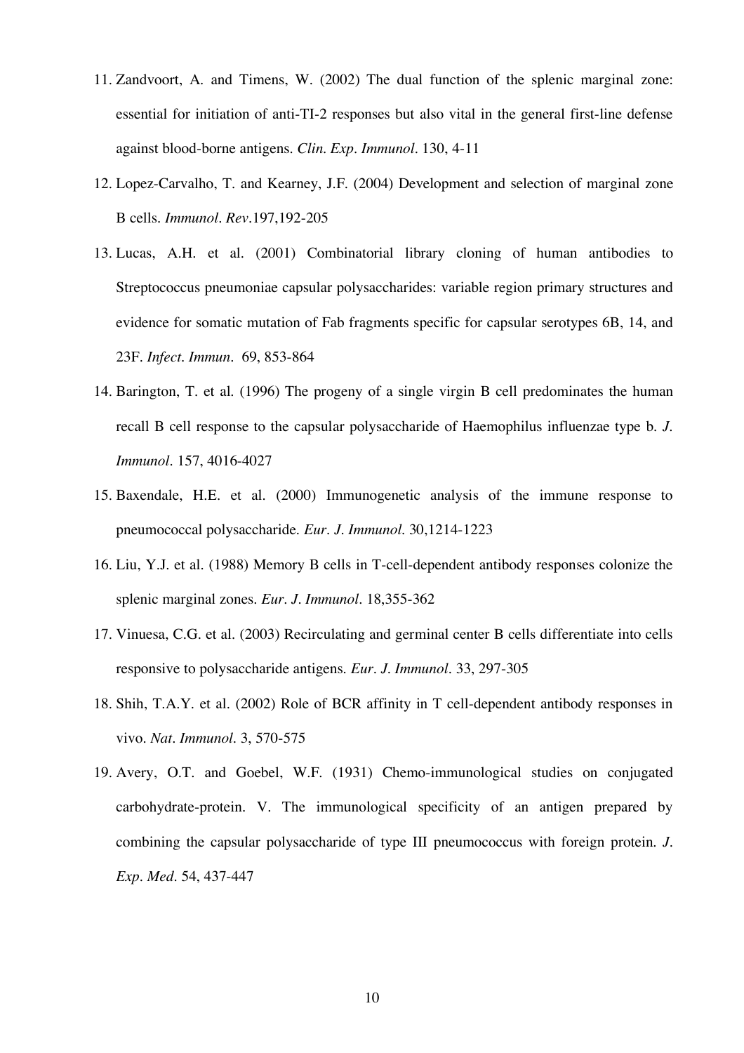11. Zandvoort, A. and Timens, W. (2002) The dual function of the splenic marginal zone: essential for initiation of anti-TI-2 responses but also vital in the general first-line defense against blood-borne antigens. *Clin. Exp. Immunol.* 130, 4-11

12. Lopez-Carvalho, T. and Kearney, J.F. (2004) Development and selection of marginal zone B cells. *Immunol. Rev.*197,192-205

13. Lucas, A.H. et al. (2001) Combinatorial library cloning of human antibodies to Streptococcus pneumoniae capsular polysaccharides: variable region primary structures and evidence for somatic mutation of Fab fragments specific for capsular serotypes 6B, 14, and 23F. *Infect. Immun.* 69, 853-864

14. Barington, T. et al. (1996) The progeny of a single virgin B cell predominates the human recall B cell response to the capsular polysaccharide of Haemophilus influenzae type b. *J. Immunol.* 157, 4016-4027

15. Baxendale, H.E. et al. (2000) Immunogenetic analysis of the immune response to pneumococcal polysaccharide. *Eur. J. Immunol.* 30,1214-1223

16. Liu, Y.J. et al. (1988) Memory B cells in T-cell-dependent antibody responses colonize the splenic marginal zones. *Eur. J. Immunol.* 18,355-362

17. Vinuesa, C.G. et al. (2003) Recirculating and germinal center B cells differentiate into cells responsive to polysaccharide antigens. *Eur. J. Immunol.* 33, 297-305

18. Shih, T.A.Y. et al. (2002) Role of BCR affinity in T cell-dependent antibody responses in vivo. *Nat. Immunol.* 3, 570-575

19. Avery, O.T. and Goebel, W.F. (1931) Chemo-immunological studies on conjugated carbohydrate-protein. V. The immunological specificity of an antigen prepared by combining the capsular polysaccharide of type III pneumococcus with foreign protein. *J. Exp. Med.* 54, 437-447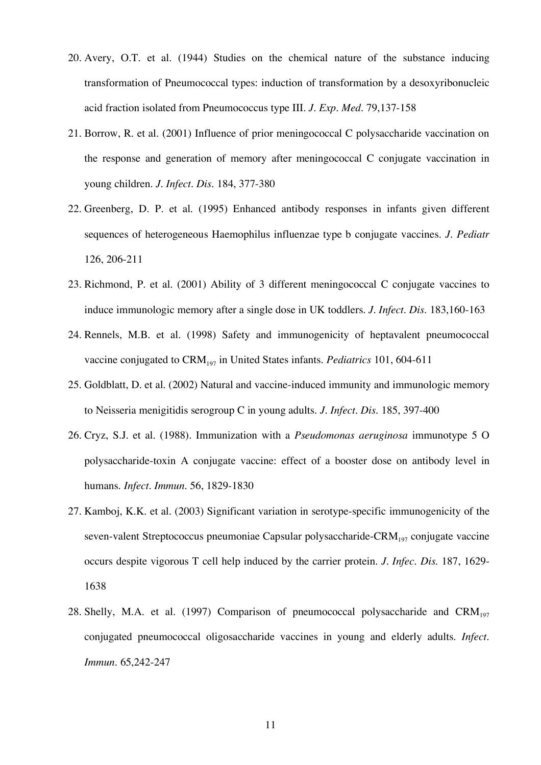20. Avery, O.T. et al. (1944) Studies on the chemical nature of the substance inducing transformation of Pneumococcal types: induction of transformation by a desoxyribonucleic acid fraction isolated from Pneumococcus type III. *J. Exp. Med.* 79,137-158
21. Borrow, R. et al. (2001) Influence of prior meningococcal C polysaccharide vaccination on the response and generation of memory after meningococcal C conjugate vaccination in young children. *J. Infect. Dis.* 184, 377-380
22. Greenberg, D. P. et al. (1995) Enhanced antibody responses in infants given different sequences of heterogeneous Haemophilus influenzae type b conjugate vaccines. *J. Pediatr* 126, 206-211
23. Richmond, P. et al. (2001) Ability of 3 different meningococcal C conjugate vaccines to induce immunologic memory after a single dose in UK toddlers. *J. Infect. Dis.* 183,160-163
24. Rennels, M.B. et al. (1998) Safety and immunogenicity of heptavalent pneumococcal vaccine conjugated to $CRM_{197}$ in United States infants. *Pediatrics* 101, 604-611
25. Goldblatt, D. et al. (2002) Natural and vaccine-induced immunity and immunologic memory to Neisseria menigitidis serogroup C in young adults. *J. Infect. Dis.* 185, 397-400
26. Cryz, S.J. et al. (1988). Immunization with a *Pseudomonas aeruginosa* immunotype 5 O polysaccharide-toxin A conjugate vaccine: effect of a booster dose on antibody level in humans. *Infect. Immun.* 56, 1829-1830
27. Kamboj, K.K. et al. (2003) Significant variation in serotype-specific immunogenicity of the seven-valent Streptococcus pneumoniae Capsular polysaccharide-$CRM_{197}$ conjugate vaccine occurs despite vigorous T cell help induced by the carrier protein. *J. Infec. Dis.* 187, 1629-1638
28. Shelly, M.A. et al. (1997) Comparison of pneumococcal polysaccharide and $CRM_{197}$ conjugated pneumococcal oligosaccharide vaccines in young and elderly adults. *Infect. Immun.* 65,242-247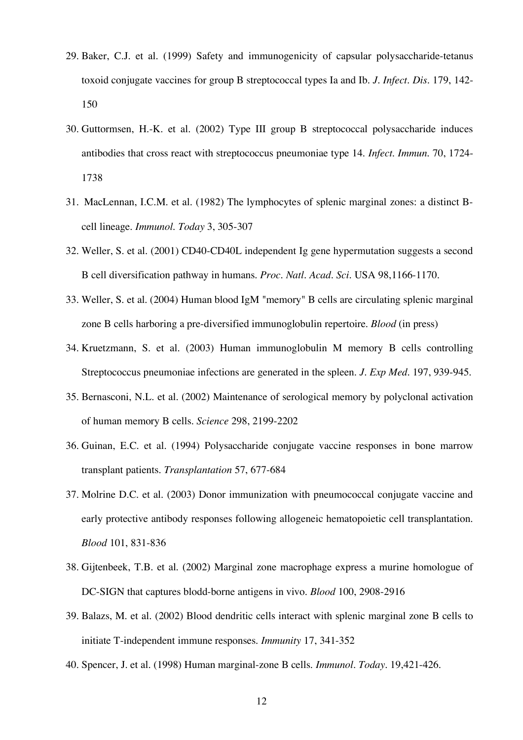29. Baker, C.J. et al. (1999) Safety and immunogenicity of capsular polysaccharide-tetanus toxoid conjugate vaccines for group B streptococcal types Ia and Ib. *J. Infect. Dis.* 179, 142-150

30. Guttormsen, H.-K. et al. (2002) Type III group B streptococcal polysaccharide induces antibodies that cross react with streptococcus pneumoniae type 14. *Infect. Immun.* 70, 1724-1738

31. MacLennan, I.C.M. et al. (1982) The lymphocytes of splenic marginal zones: a distinct B-cell lineage. *Immunol. Today* 3, 305-307

32. Weller, S. et al. (2001) CD40-CD40L independent Ig gene hypermutation suggests a second B cell diversification pathway in humans. *Proc. Natl. Acad. Sci.* USA 98,1166-1170.

33. Weller, S. et al. (2004) Human blood IgM "memory" B cells are circulating splenic marginal zone B cells harboring a pre-diversified immunoglobulin repertoire. *Blood* (in press)

34. Kruetzmann, S. et al. (2003) Human immunoglobulin M memory B cells controlling Streptococcus pneumoniae infections are generated in the spleen. *J. Exp Med.* 197, 939-945.

35. Bernasconi, N.L. et al. (2002) Maintenance of serological memory by polyclonal activation of human memory B cells. *Science* 298, 2199-2202

36. Guinan, E.C. et al. (1994) Polysaccharide conjugate vaccine responses in bone marrow transplant patients. *Transplantation* 57, 677-684

37. Molrine D.C. et al. (2003) Donor immunization with pneumococcal conjugate vaccine and early protective antibody responses following allogeneic hematopoietic cell transplantation. *Blood* 101, 831-836

38. Gijtenbeek, T.B. et al. (2002) Marginal zone macrophage express a murine homologue of DC-SIGN that captures blodd-borne antigens in vivo. *Blood* 100, 2908-2916

39. Balazs, M. et al. (2002) Blood dendritic cells interact with splenic marginal zone B cells to initiate T-independent immune responses. *Immunity* 17, 341-352

40. Spencer, J. et al. (1998) Human marginal-zone B cells. *Immunol. Today.* 19,421-426.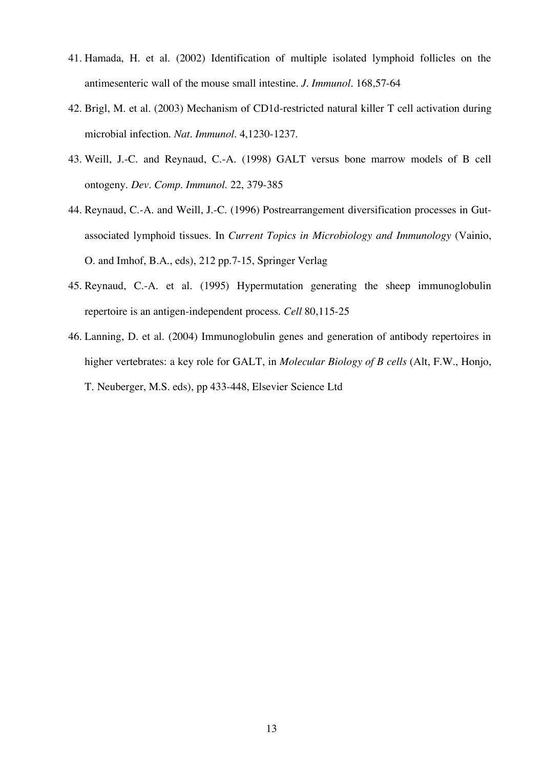41. Hamada, H. et al. (2002) Identification of multiple isolated lymphoid follicles on the antimesenteric wall of the mouse small intestine. *J. Immunol*. 168,57-64
42. Brigl, M. et al. (2003) Mechanism of CD1d-restricted natural killer T cell activation during microbial infection. *Nat. Immunol*. 4,1230-1237.
43. Weill, J.-C. and Reynaud, C.-A. (1998) GALT versus bone marrow models of B cell ontogeny. *Dev. Comp. Immunol.* 22, 379-385
44. Reynaud, C.-A. and Weill, J.-C. (1996) Postrearrangement diversification processes in Gut-associated lymphoid tissues. In *Current Topics in Microbiology and Immunology* (Vainio, O. and Imhof, B.A., eds), 212 pp.7-15, Springer Verlag
45. Reynaud, C.-A. et al. (1995) Hypermutation generating the sheep immunoglobulin repertoire is an antigen-independent process. *Cell* 80,115-25
46. Lanning, D. et al. (2004) Immunoglobulin genes and generation of antibody repertoires in higher vertebrates: a key role for GALT, in *Molecular Biology of B cells* (Alt, F.W., Honjo, T. Neuberger, M.S. eds), pp 433-448, Elsevier Science Ltd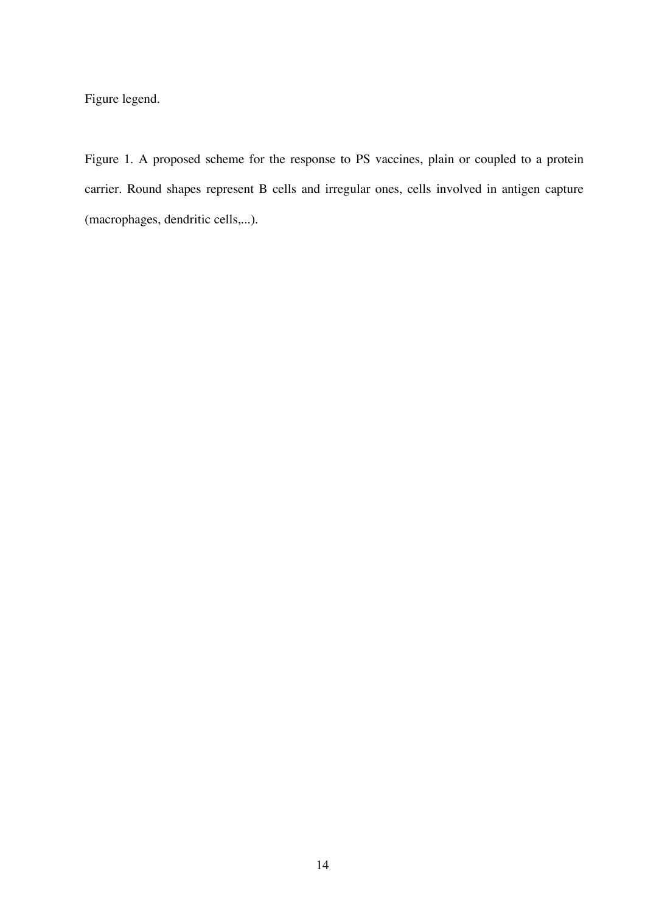Figure legend.

Figure 1. A proposed scheme for the response to PS vaccines, plain or coupled to a protein carrier. Round shapes represent B cells and irregular ones, cells involved in antigen capture (macrophages, dendritic cells,...).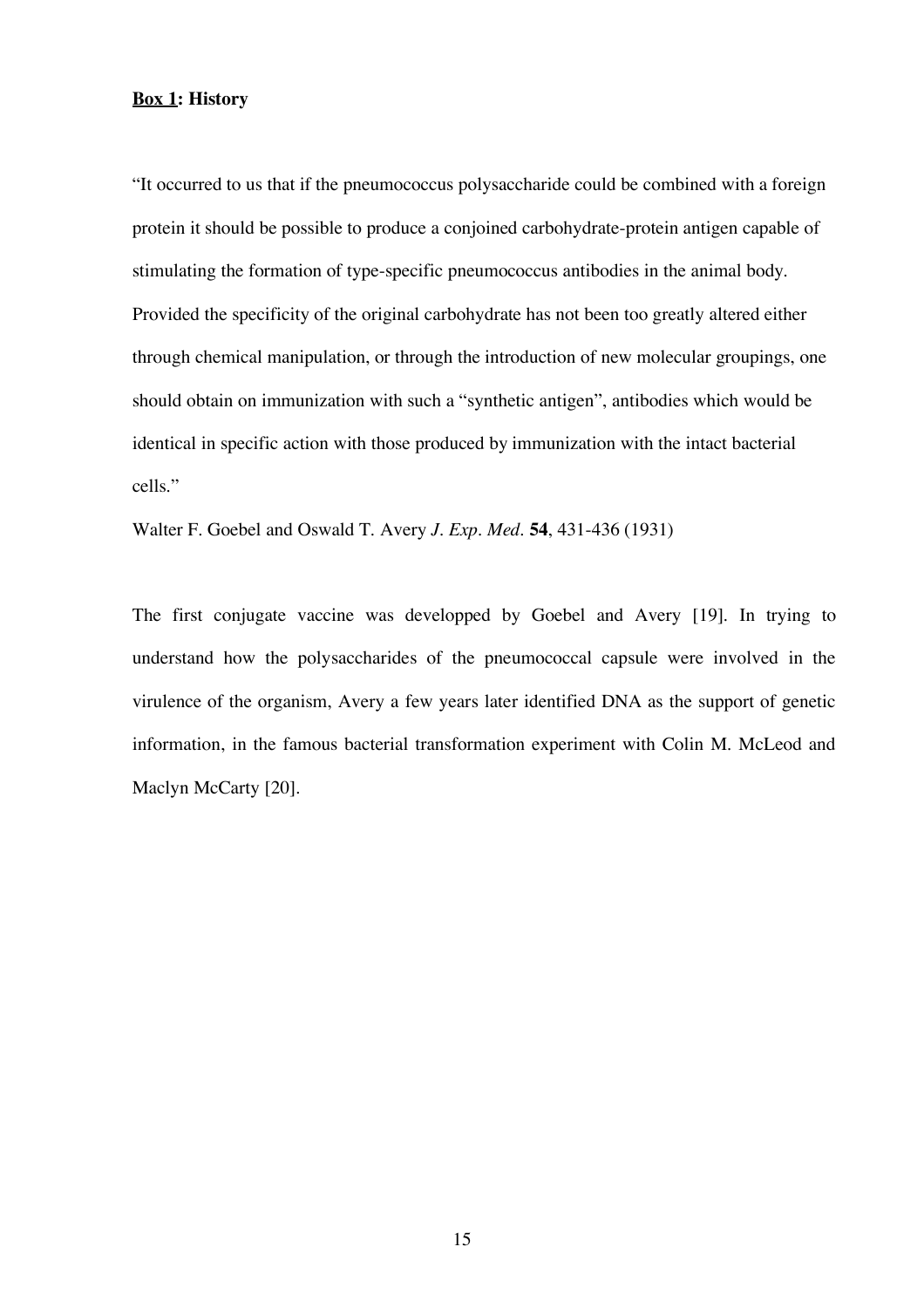**Box 1: History**

"It occurred to us that if the pneumococcus polysaccharide could be combined with a foreign protein it should be possible to produce a conjoined carbohydrate-protein antigen capable of stimulating the formation of type-specific pneumococcus antibodies in the animal body. Provided the specificity of the original carbohydrate has not been too greatly altered either through chemical manipulation, or through the introduction of new molecular groupings, one should obtain on immunization with such a "synthetic antigen", antibodies which would be identical in specific action with those produced by immunization with the intact bacterial cells."

Walter F. Goebel and Oswald T. Avery *J. Exp. Med.* **54**, 431-436 (1931)

The first conjugate vaccine was developped by Goebel and Avery [19]. In trying to understand how the polysaccharides of the pneumococcal capsule were involved in the virulence of the organism, Avery a few years later identified DNA as the support of genetic information, in the famous bacterial transformation experiment with Colin M. McLeod and Maclyn McCarty [20].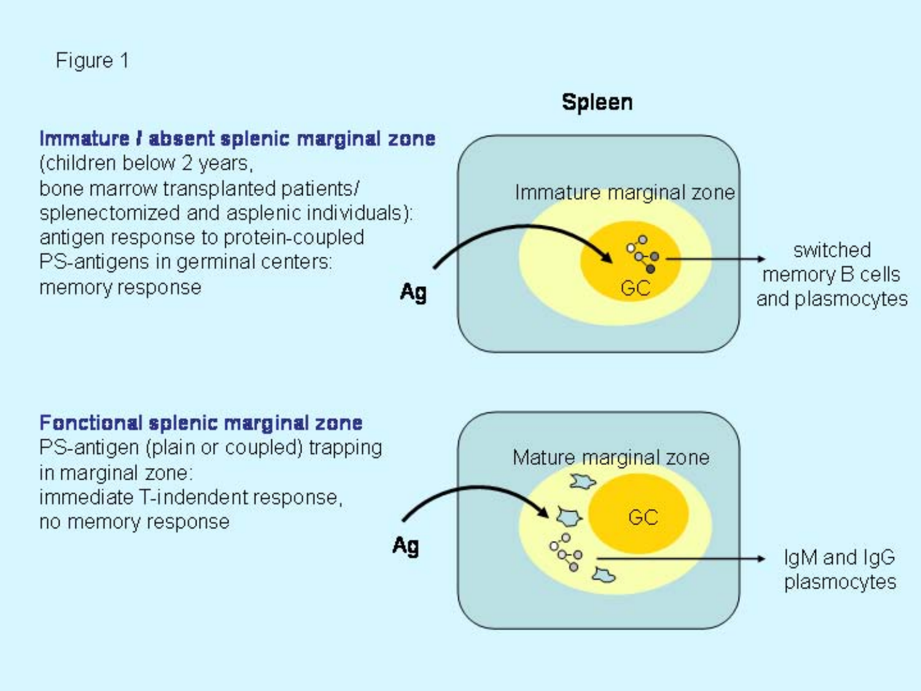Figure 1

Spleen

**Immature / absent splenic marginal zone**
(children below 2 years,
bone marrow transplanted patients/
splenectomized and asplenic individuals):
antigen response to protein-coupled
PS-antigens in germinal centers:
memory response

Immature marginal zone

Ag

GC

switched
memory B cells
and plasmocytes

**Fonctional splenic marginal zone**
PS-antigen (plain or coupled) trapping
in marginal zone:
immediate T-indendent response,
no memory response

Mature marginal zone

Ag

GC

IgM and IgG
plasmocytes